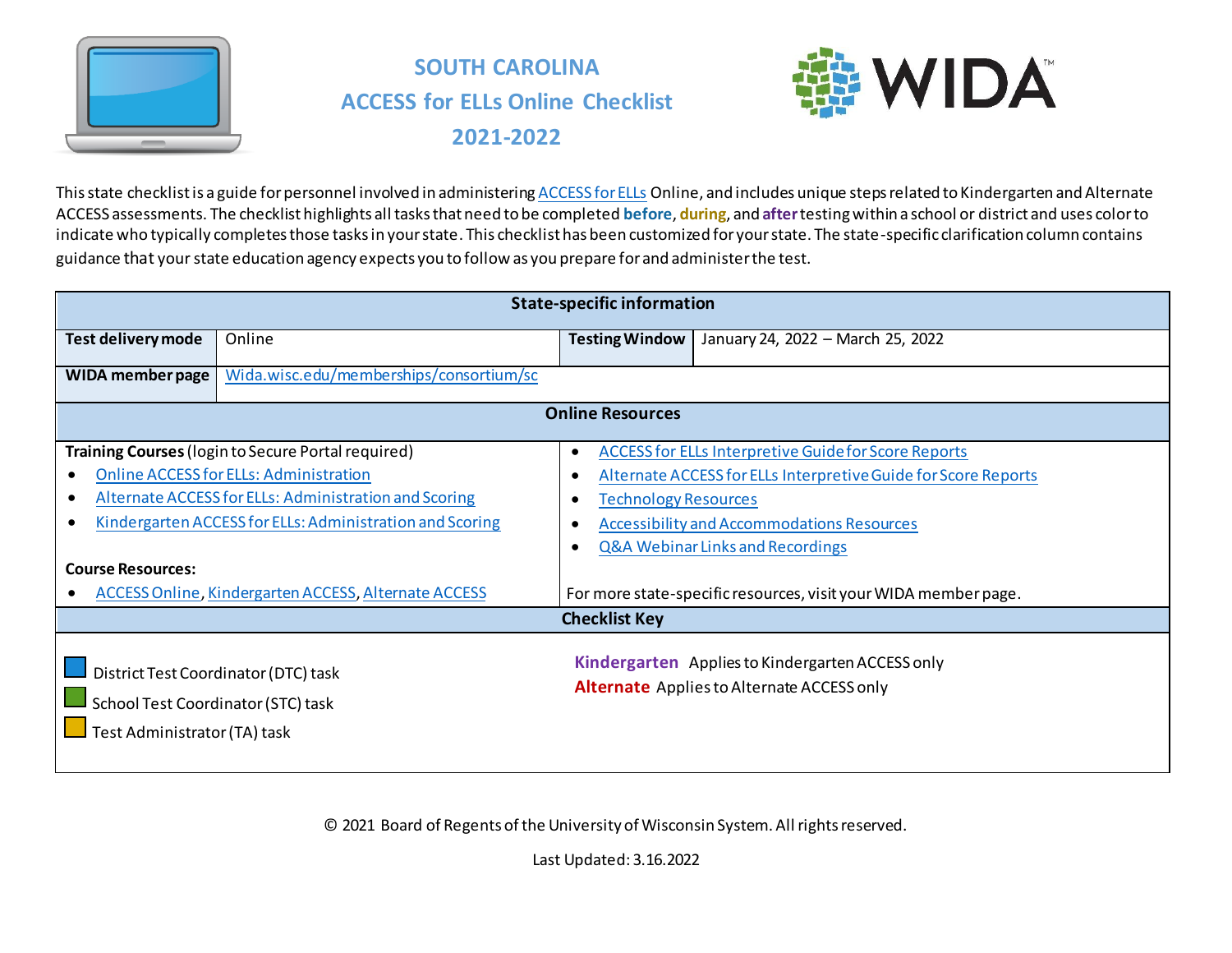# SOUTH CAROLINA
# ACCESS for ELLs Online Checklist
# 2021-2022

This state checklist is a guide for personnel involved in administering ACCESS for ELLs Online, and includes unique steps related to Kindergarten and Alternate ACCESS assessments. The checklist highlights all tasks that need to be completed **before**, **during**, and **after** testing within a school or district and uses color to indicate who typically completes those tasks in your state. This checklist has been customized for your state. The state-specific clarification column contains guidance that your state education agency expects you to follow as you prepare for and administer the test.

| State-specific information | | | |
|---|---|---|---|
| **Test delivery mode** | Online | **Testing Window** | January 24, 2022 – March 25, 2022 |
| **WIDA member page** | Wida.wisc.edu/memberships/consortium/sc | | |

## Online Resources

**Training Courses** (login to Secure Portal required)

- Online ACCESS for ELLs: Administration
- Alternate ACCESS for ELLs: Administration and Scoring
- Kindergarten ACCESS for ELLs: Administration and Scoring

**Course Resources:**

- ACCESS Online, Kindergarten ACCESS, Alternate ACCESS

- ACCESS for ELLs Interpretive Guide for Score Reports
- Alternate ACCESS for ELLs Interpretive Guide for Score Reports
- Technology Resources
- Accessibility and Accommodations Resources
- Q&A Webinar Links and Recordings

For more state-specific resources, visit your WIDA member page.

## Checklist Key

- District Test Coordinator (DTC) task (blue)
- School Test Coordinator (STC) task (green)
- Test Administrator (TA) task (yellow)

**Kindergarten** Applies to Kindergarten ACCESS only

**Alternate** Applies to Alternate ACCESS only

© 2021 Board of Regents of the University of Wisconsin System. All rights reserved.

Last Updated: 3.16.2022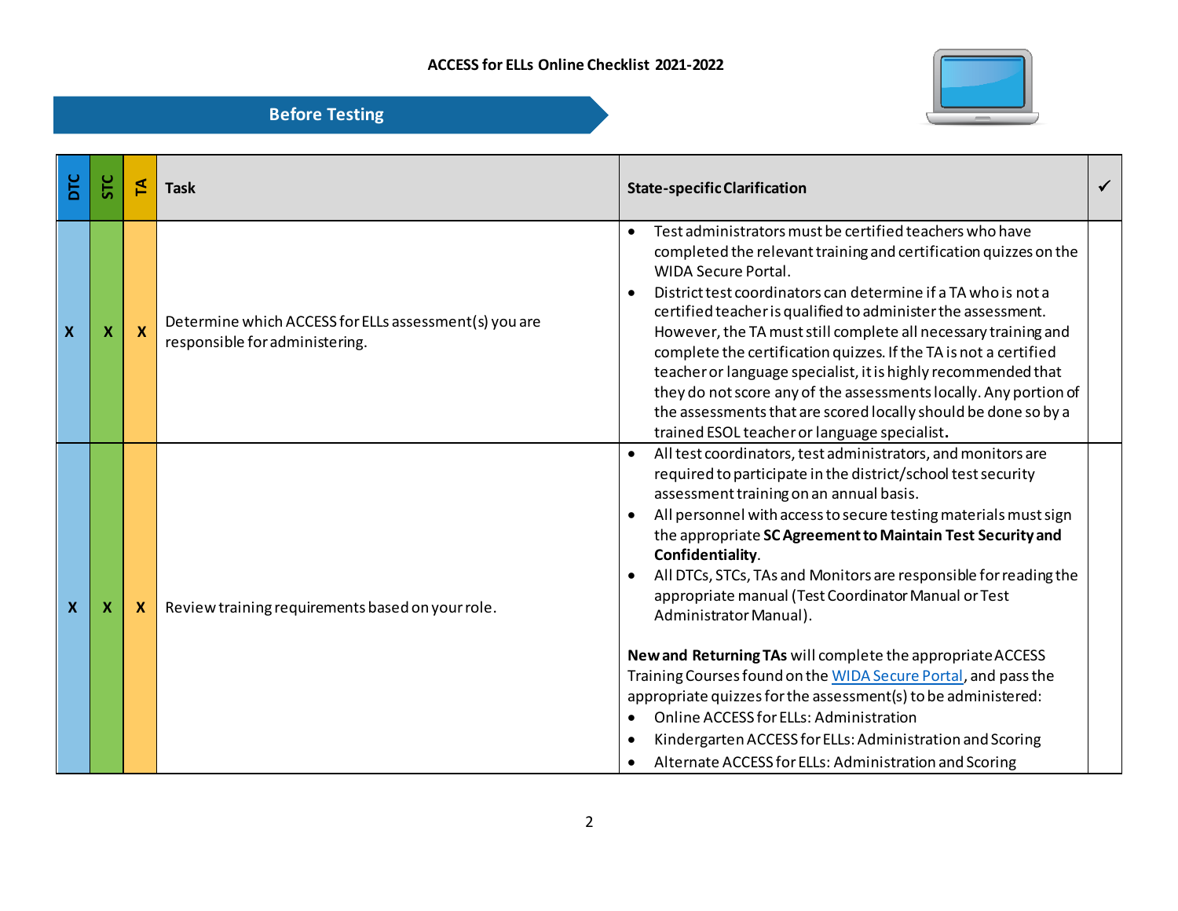ACCESS for ELLs Online Checklist 2021-2022

## Before Testing

| DTC | STC | TA | Task | State-specific Clarification | ✓ |
|---|---|---|---|---|---|
| X | X | X | Determine which ACCESS for ELLs assessment(s) you are responsible for administering. | • Test administrators must be certified teachers who have completed the relevant training and certification quizzes on the WIDA Secure Portal.<br>• District test coordinators can determine if a TA who is not a certified teacher is qualified to administer the assessment. However, the TA must still complete all necessary training and complete the certification quizzes. If the TA is not a certified teacher or language specialist, it is highly recommended that they do not score any of the assessments locally. Any portion of the assessments that are scored locally should be done so by a trained ESOL teacher or language specialist. | |
| X | X | X | Review training requirements based on your role. | • All test coordinators, test administrators, and monitors are required to participate in the district/school test security assessment training on an annual basis.<br>• All personnel with access to secure testing materials must sign the appropriate **SC Agreement to Maintain Test Security and Confidentiality**.<br>• All DTCs, STCs, TAs and Monitors are responsible for reading the appropriate manual (Test Coordinator Manual or Test Administrator Manual).<br><br>**New and Returning TAs** will complete the appropriate ACCESS Training Courses found on the [WIDA Secure Portal](), and pass the appropriate quizzes for the assessment(s) to be administered:<br>• Online ACCESS for ELLs: Administration<br>• Kindergarten ACCESS for ELLs: Administration and Scoring<br>• Alternate ACCESS for ELLs: Administration and Scoring | |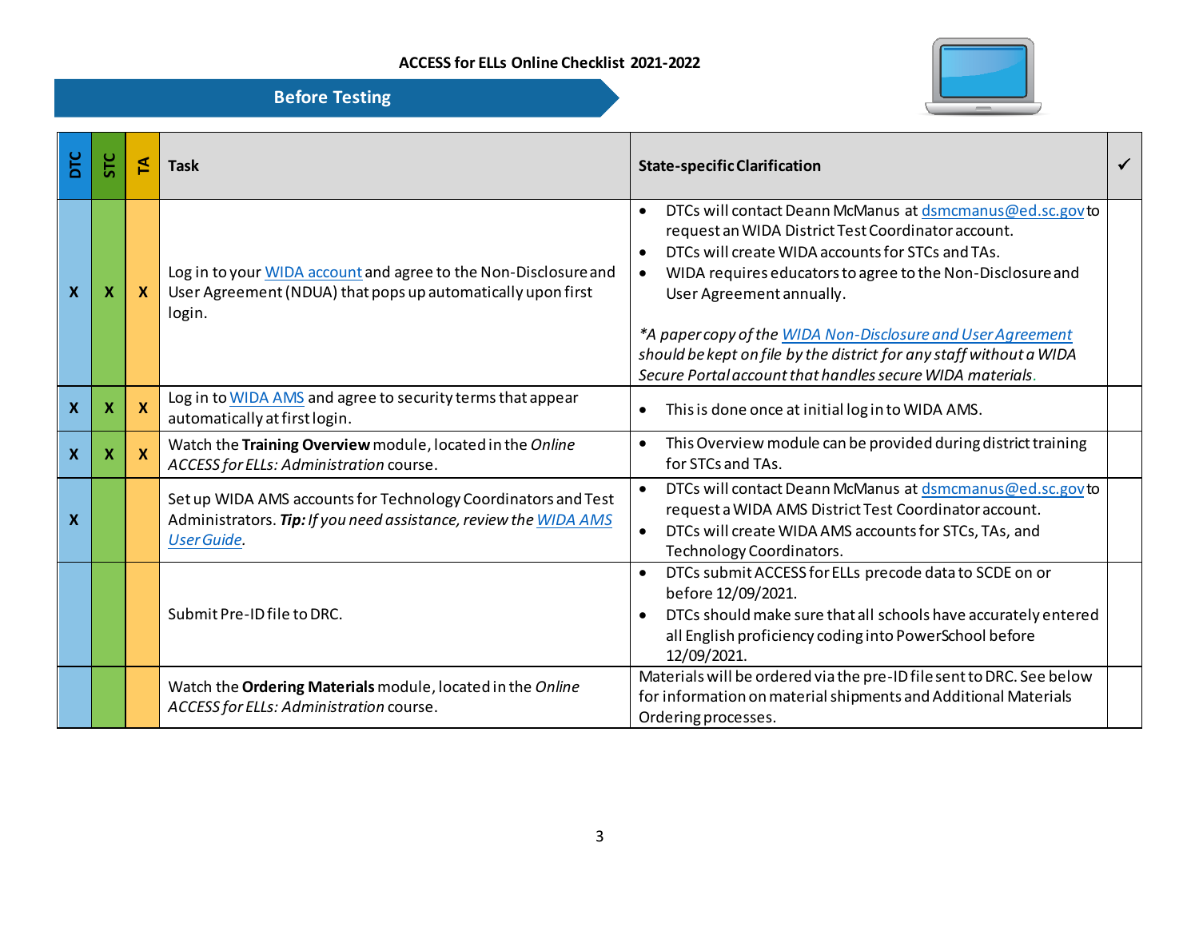## ACCESS for ELLs Online Checklist 2021-2022

### Before Testing

| DTC | STC | TA | Task | State-specific Clarification | ✓ |
|---|---|---|---|---|---|
| X | X | X | Log in to your [WIDA account](#) and agree to the Non-Disclosure and User Agreement (NDUA) that pops up automatically upon first login. | • DTCs will contact Deann McManus at [dsmcmanus@ed.sc.gov](mailto:dsmcmanus@ed.sc.gov) to request an WIDA District Test Coordinator account.<br>• DTCs will create WIDA accounts for STCs and TAs.<br>• WIDA requires educators to agree to the Non-Disclosure and User Agreement annually.<br><br>*\*A paper copy of the [WIDA Non-Disclosure and User Agreement](#) should be kept on file by the district for any staff without a WIDA Secure Portal account that handles secure WIDA materials.* | |
| X | X | X | Log in to [WIDA AMS](#) and agree to security terms that appear automatically at first login. | • This is done once at initial log in to WIDA AMS. | |
| X | X | X | Watch the **Training Overview** module, located in the *Online ACCESS for ELLs: Administration* course. | • This Overview module can be provided during district training for STCs and TAs. | |
| X | | | Set up WIDA AMS accounts for Technology Coordinators and Test Administrators. ***Tip:*** *If you need assistance, review the [WIDA AMS User Guide](#).* | • DTCs will contact Deann McManus at [dsmcmanus@ed.sc.gov](mailto:dsmcmanus@ed.sc.gov) to request a WIDA AMS District Test Coordinator account.<br>• DTCs will create WIDA AMS accounts for STCs, TAs, and Technology Coordinators. | |
| | | | Submit Pre-ID file to DRC. | • DTCs submit ACCESS for ELLs precode data to SCDE on or before 12/09/2021.<br>• DTCs should make sure that all schools have accurately entered all English proficiency coding into PowerSchool before 12/09/2021. | |
| | | | Watch the **Ordering Materials** module, located in the *Online ACCESS for ELLs: Administration* course. | Materials will be ordered via the pre-ID file sent to DRC. See below for information on material shipments and Additional Materials Ordering processes. | |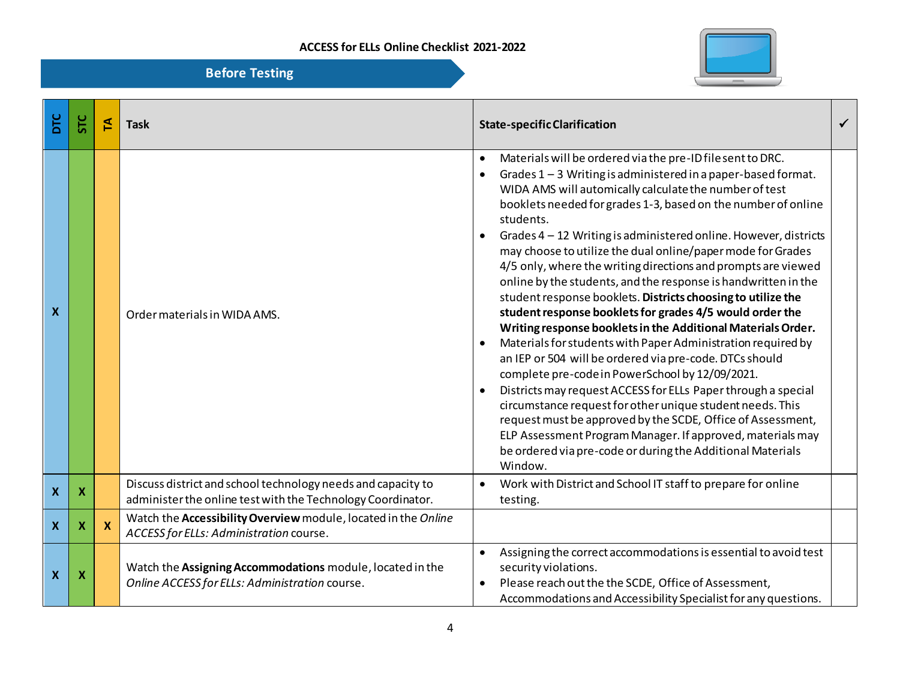# ACCESS for ELLs Online Checklist 2021-2022

## Before Testing

| DTC | STC | TA | Task | State-specific Clarification | ✓ |
|---|---|---|---|---|---|
| X | | | Order materials in WIDA AMS. | • Materials will be ordered via the pre-ID file sent to DRC.<br>• Grades 1 – 3 Writing is administered in a paper-based format. WIDA AMS will autmoically calculate the number of test booklets needed for grades 1-3, based on the number of online students.<br>• Grades 4 – 12 Writing is administered online. However, districts may choose to utilize the dual online/paper mode for Grades 4/5 only, where the writing directions and prompts are viewed online by the students, and the response is handwritten in the student response booklets. **Districts choosing to utilize the student response booklets for grades 4/5 would order the Writing response booklets in the Additional Materials Order.**<br>• Materials for students with Paper Administration required by an IEP or 504 will be ordered via pre-code. DTCs should complete pre-code in PowerSchool by 12/09/2021.<br>• Districts may request ACCESS for ELLs Paper through a special circumstance request for other unique student needs. This request must be approved by the SCDE, Office of Assessment, ELP Assessment Program Manager. If approved, materials may be ordered via pre-code or during the Additional Materials Window. | |
| X | X | | Discuss district and school technology needs and capacity to administer the online test with the Technology Coordinator. | • Work with District and School IT staff to prepare for online testing. | |
| X | X | X | Watch the **Accessibility Overview** module, located in the *Online ACCESS for ELLs: Administration* course. | | |
| X | X | | Watch the **Assigning Accommodations** module, located in the *Online ACCESS for ELLs: Administration* course. | • Assigning the correct accommodations is essential to avoid test security violations.<br>• Please reach out the the SCDE, Office of Assessment, Accommodations and Accessibility Specialist for any questions. | |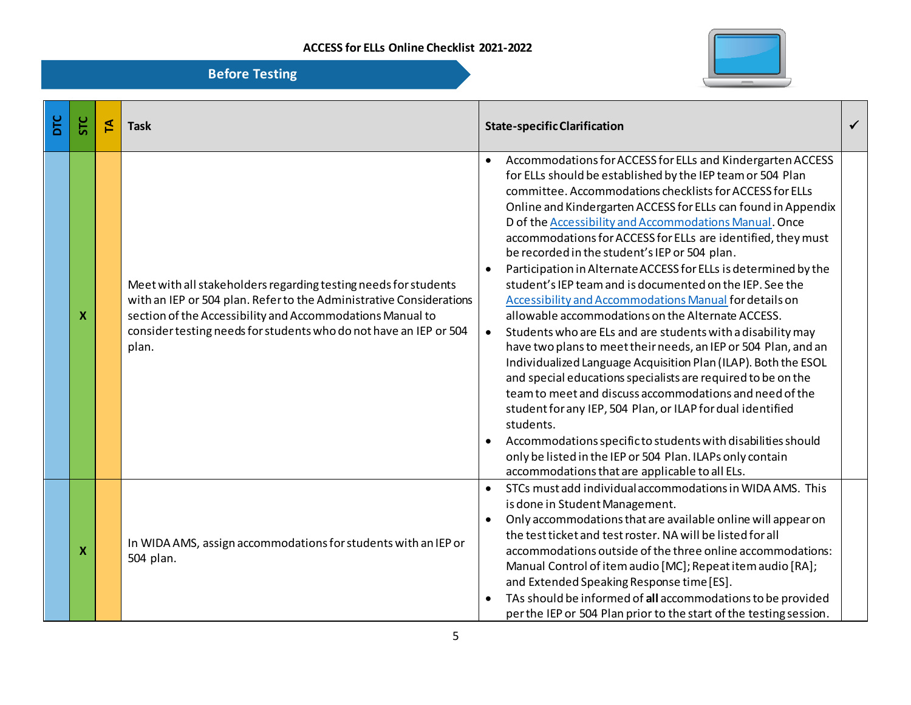## ACCESS for ELLs Online Checklist 2021-2022

### Before Testing

| DTC | STC | TA | Task | State-specific Clarification | ✓ |
|---|---|---|---|---|---|
| | X | | Meet with all stakeholders regarding testing needs for students with an IEP or 504 plan. Refer to the Administrative Considerations section of the Accessibility and Accommodations Manual to consider testing needs for students who do not have an IEP or 504 plan. | • Accommodations for ACCESS for ELLs and Kindergarten ACCESS for ELLs should be established by the IEP team or 504 Plan committee. Accommodations checklists for ACCESS for ELLs Online and Kindergarten ACCESS for ELLs can found in Appendix D of the Accessibility and Accommodations Manual. Once accommodations for ACCESS for ELLs are identified, they must be recorded in the student's IEP or 504 plan.<br>• Participation in Alternate ACCESS for ELLs is determined by the student's IEP team and is documented on the IEP. See the Accessibility and Accommodations Manual for details on allowable accommodations on the Alternate ACCESS.<br>• Students who are ELs and are students with a disability may have two plans to meet their needs, an IEP or 504 Plan, and an Individualized Language Acquisition Plan (ILAP). Both the ESOL and special educations specialists are required to be on the team to meet and discuss accommodations and need of the student for any IEP, 504 Plan, or ILAP for dual identified students.<br>• Accommodations specific to students with disabilities should only be listed in the IEP or 504 Plan. ILAPs only contain accommodations that are applicable to all ELs. | |
| | X | | In WIDA AMS, assign accommodations for students with an IEP or 504 plan. | • STCs must add individual accommodations in WIDA AMS. This is done in Student Management.<br>• Only accommodations that are available online will appear on the test ticket and test roster. NA will be listed for all accommodations outside of the three online accommodations: Manual Control of item audio [MC]; Repeat item audio [RA]; and Extended Speaking Response time [ES].<br>• TAs should be informed of **all** accommodations to be provided per the IEP or 504 Plan prior to the start of the testing session. | |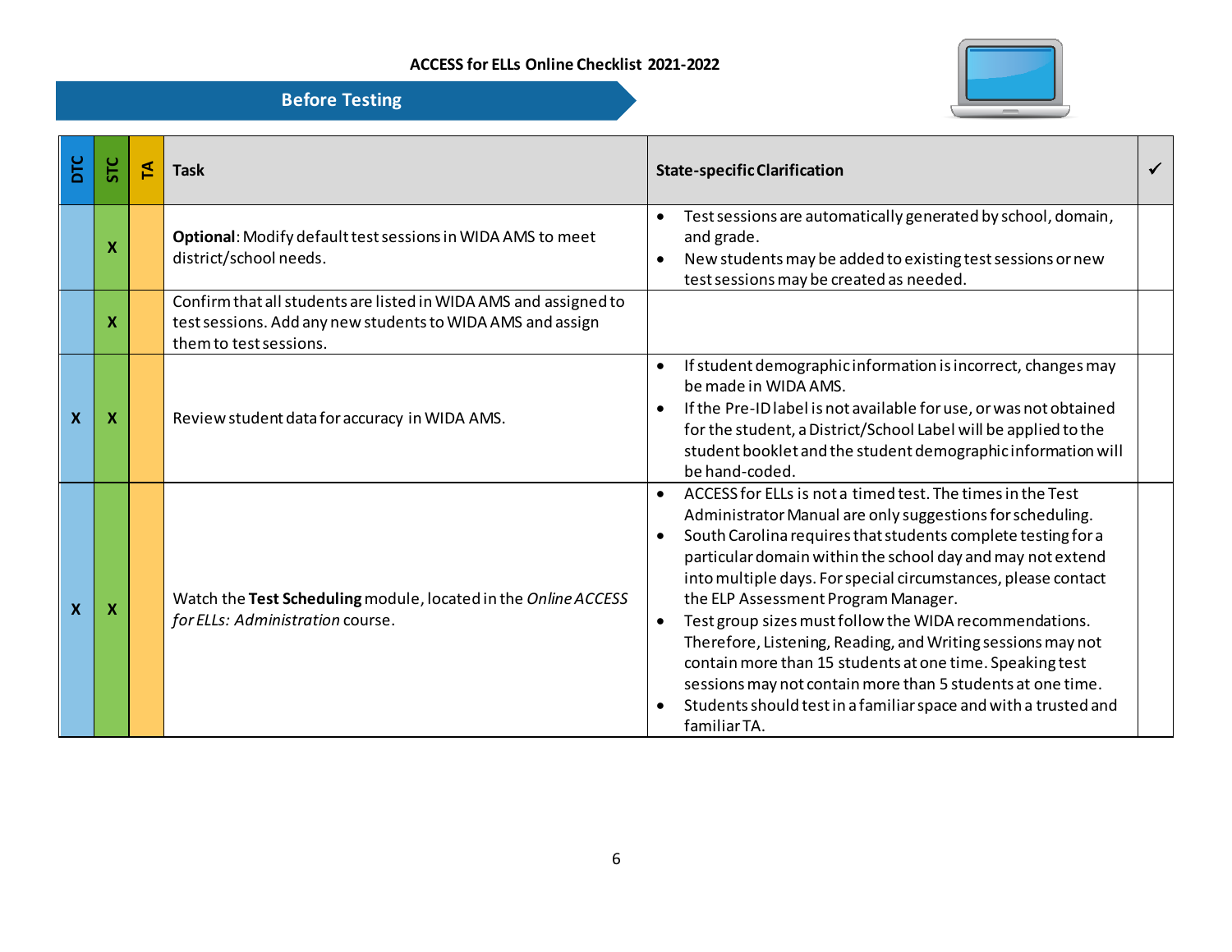ACCESS for ELLs Online Checklist 2021-2022

## Before Testing

| DTC | STC | TA | Task | State-specific Clarification | ✓ |
|---|---|---|---|---|---|
| | X | | **Optional**: Modify default test sessions in WIDA AMS to meet district/school needs. | • Test sessions are automatically generated by school, domain, and grade.<br>• New students may be added to existing test sessions or new test sessions may be created as needed. | |
| | X | | Confirm that all students are listed in WIDA AMS and assigned to test sessions. Add any new students to WIDA AMS and assign them to test sessions. | | |
| X | X | | Review student data for accuracy in WIDA AMS. | • If student demographic information is incorrect, changes may be made in WIDA AMS.<br>• If the Pre-ID label is not available for use, or was not obtained for the student, a District/School Label will be applied to the student booklet and the student demographic information will be hand-coded. | |
| X | X | | Watch the **Test Scheduling** module, located in the *Online ACCESS for ELLs: Administration* course. | • ACCESS for ELLs is not a timed test. The times in the Test Administrator Manual are only suggestions for scheduling.<br>• South Carolina requires that students complete testing for a particular domain within the school day and may not extend into multiple days. For special circumstances, please contact the ELP Assessment Program Manager.<br>• Test group sizes must follow the WIDA recommendations. Therefore, Listening, Reading, and Writing sessions may not contain more than 15 students at one time. Speaking test sessions may not contain more than 5 students at one time.<br>• Students should test in a familiar space and with a trusted and familiar TA. | |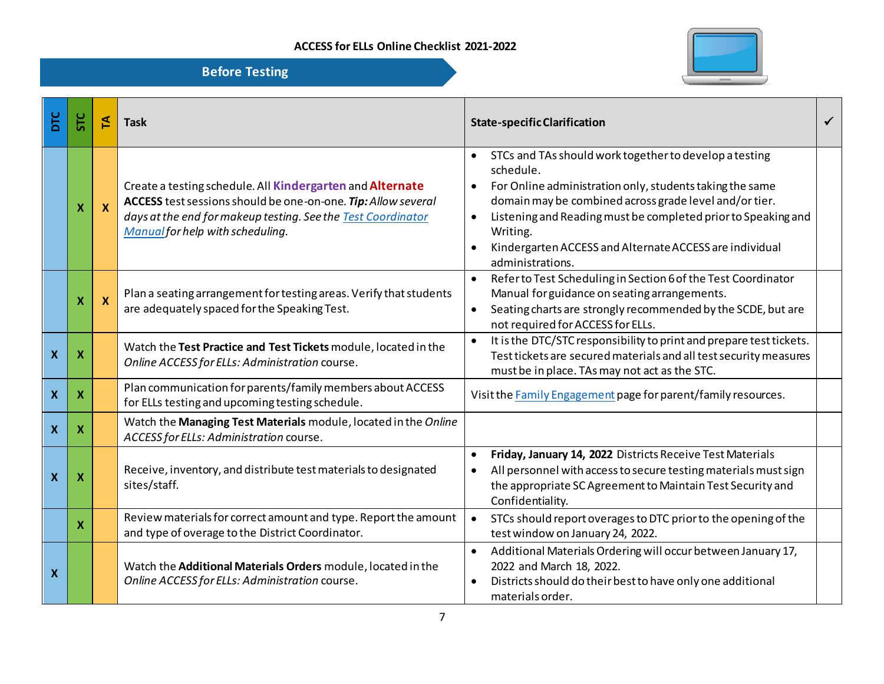ACCESS for ELLs Online Checklist 2021-2022

## Before Testing

| DTC | STC | TA | Task | State-specific Clarification | ✓ |
|---|---|---|---|---|---|
| | X | X | Create a testing schedule. All **Kindergarten** and **Alternate ACCESS** test sessions should be one-on-one. ***Tip:*** *Allow several days at the end for makeup testing. See the* *Test Coordinator Manual* *for help with scheduling.* | • STCs and TAs should work together to develop a testing schedule.<br>• For Online administration only, students taking the same domain may be combined across grade level and/or tier.<br>• Listening and Reading must be completed prior to Speaking and Writing.<br>• Kindergarten ACCESS and Alternate ACCESS are individual administrations. | |
| | X | X | Plan a seating arrangement for testing areas. Verify that students are adequately spaced for the Speaking Test. | • Refer to Test Scheduling in Section 6 of the Test Coordinator Manual for guidance on seating arrangements.<br>• Seating charts are strongly recommended by the SCDE, but are not required for ACCESS for ELLs. | |
| X | X | | Watch the **Test Practice and Test Tickets** module, located in the *Online ACCESS for ELLs: Administration* course. | • It is the DTC/STC responsibility to print and prepare test tickets. Test tickets are secured materials and all test security measures must be in place. TAs may not act as the STC. | |
| X | X | | Plan communication for parents/family members about ACCESS for ELLs testing and upcoming testing schedule. | Visit the Family Engagement page for parent/family resources. | |
| X | X | | Watch the **Managing Test Materials** module, located in the *Online ACCESS for ELLs: Administration* course. | | |
| X | X | | Receive, inventory, and distribute test materials to designated sites/staff. | • **Friday, January 14, 2022** Districts Receive Test Materials<br>• All personnel with access to secure testing materials must sign the appropriate SC Agreement to Maintain Test Security and Confidentiality. | |
| | X | | Review materials for correct amount and type. Report the amount and type of overage to the District Coordinator. | • STCs should report overages to DTC prior to the opening of the test window on January 24, 2022. | |
| X | | | Watch the **Additional Materials Orders** module, located in the *Online ACCESS for ELLs: Administration* course. | • Additional Materials Ordering will occur between January 17, 2022 and March 18, 2022.<br>• Districts should do their best to have only one additional materials order. | |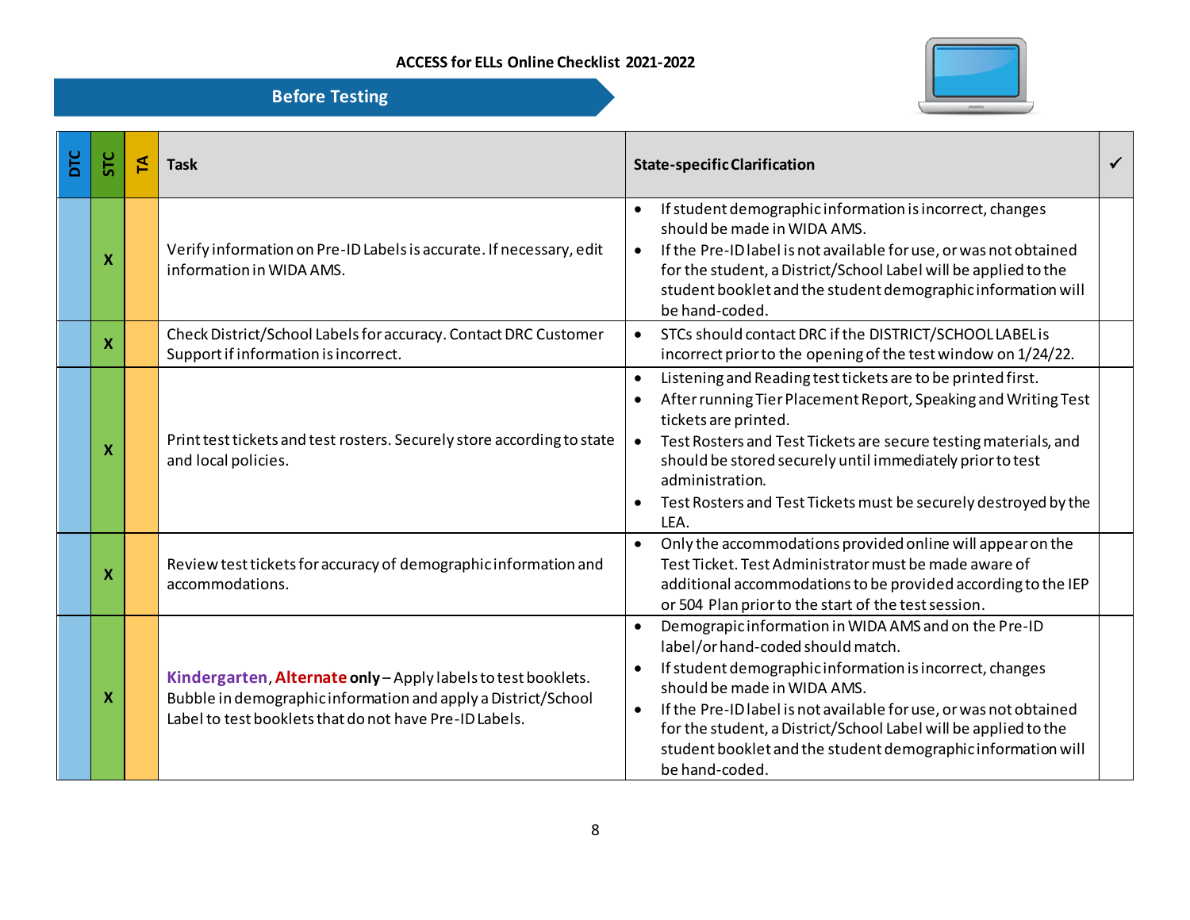**ACCESS for ELLs Online Checklist 2021-2022**

## Before Testing

| DTC | STC | TA | Task | State-specific Clarification | ✓ |
|---|---|---|---|---|---|
| | X | | Verify information on Pre-ID Labels is accurate. If necessary, edit information in WIDA AMS. | • If student demographic information is incorrect, changes should be made in WIDA AMS.<br>• If the Pre-ID label is not available for use, or was not obtained for the student, a District/School Label will be applied to the student booklet and the student demographic information will be hand-coded. | |
| | X | | Check District/School Labels for accuracy. Contact DRC Customer Support if information is incorrect. | • STCs should contact DRC if the DISTRICT/SCHOOL LABEL is incorrect prior to the opening of the test window on 1/24/22. | |
| | X | | Print test tickets and test rosters. Securely store according to state and local policies. | • Listening and Reading test tickets are to be printed first.<br>• After running Tier Placement Report, Speaking and Writing Test tickets are printed.<br>• Test Rosters and Test Tickets are secure testing materials, and should be stored securely until immediately prior to test administration.<br>• Test Rosters and Test Tickets must be securely destroyed by the LEA. | |
| | X | | Review test tickets for accuracy of demographic information and accommodations. | • Only the accommodations provided online will appear on the Test Ticket. Test Administrator must be made aware of additional accommodations to be provided according to the IEP or 504 Plan prior to the start of the test session. | |
| | X | | **Kindergarten**, **Alternate only** – Apply labels to test booklets. Bubble in demographic information and apply a District/School Label to test booklets that do not have Pre-ID Labels. | • Demograpic information in WIDA AMS and on the Pre-ID label/or hand-coded should match.<br>• If student demographic information is incorrect, changes should be made in WIDA AMS.<br>• If the Pre-ID label is not available for use, or was not obtained for the student, a District/School Label will be applied to the student booklet and the student demographic information will be hand-coded. | |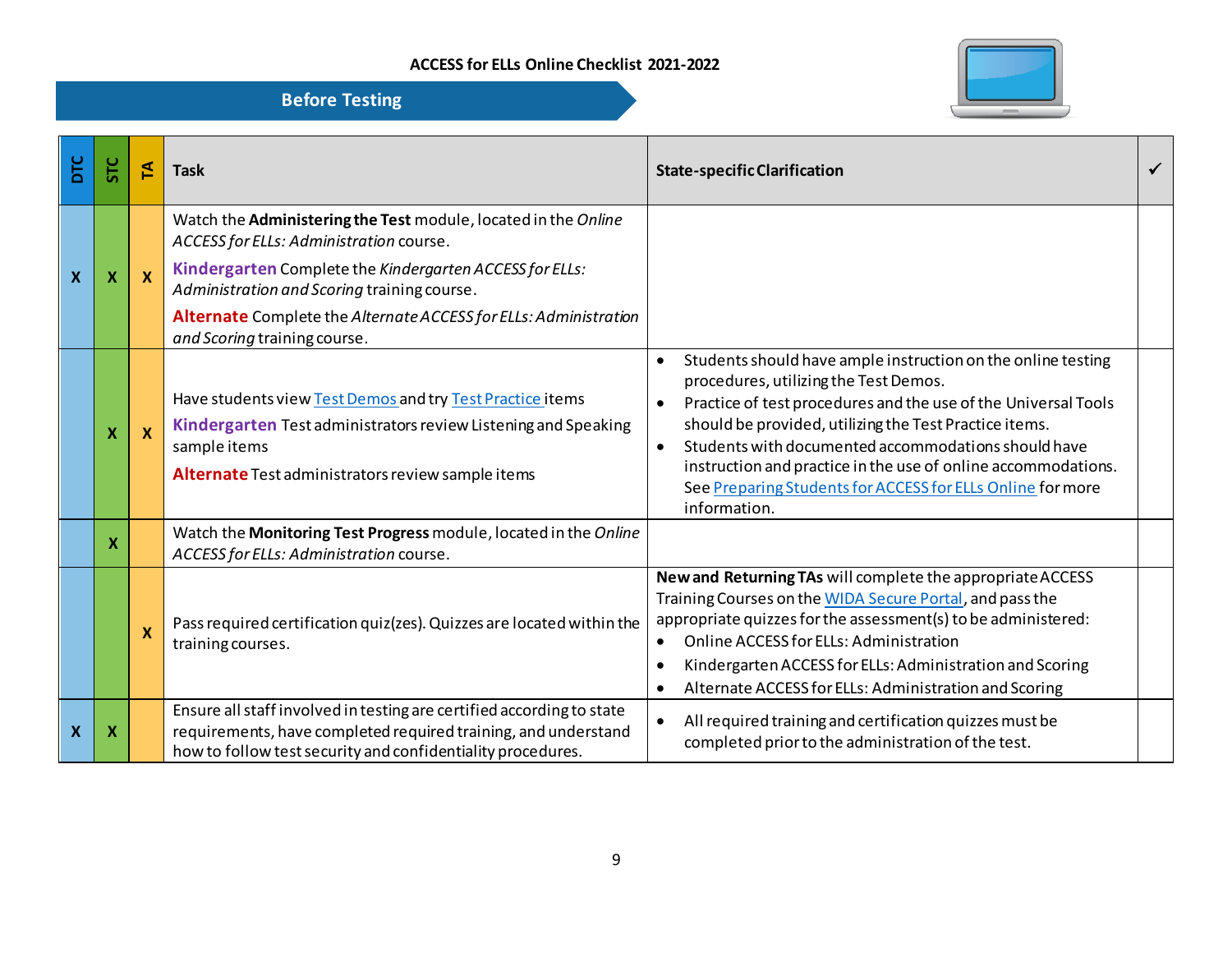# ACCESS for ELLs Online Checklist 2021-2022

## Before Testing

| DTC | STC | TA | Task | State-specific Clarification | ✓ |
|---|---|---|---|---|---|
| X | X | X | Watch the **Administering the Test** module, located in the *Online ACCESS for ELLs: Administration* course.<br>**Kindergarten** Complete the *Kindergarten ACCESS for ELLs: Administration and Scoring* training course.<br>**Alternate** Complete the *Alternate ACCESS for ELLs: Administration and Scoring* training course. | | |
| | X | X | Have students view Test Demos and try Test Practice items<br>**Kindergarten** Test administrators review Listening and Speaking sample items<br>**Alternate** Test administrators review sample items | • Students should have ample instruction on the online testing procedures, utilizing the Test Demos.<br>• Practice of test procedures and the use of the Universal Tools should be provided, utilizing the Test Practice items.<br>• Students with documented accommodations should have instruction and practice in the use of online accommodations. See Preparing Students for ACCESS for ELLs Online for more information. | |
| | X | | Watch the **Monitoring Test Progress** module, located in the *Online ACCESS for ELLs: Administration* course. | | |
| | | X | Pass required certification quiz(zes). Quizzes are located within the training courses. | **New and Returning TAs** will complete the appropriate ACCESS Training Courses on the WIDA Secure Portal, and pass the appropriate quizzes for the assessment(s) to be administered:<br>• Online ACCESS for ELLs: Administration<br>• Kindergarten ACCESS for ELLs: Administration and Scoring<br>• Alternate ACCESS for ELLs: Administration and Scoring | |
| X | X | | Ensure all staff involved in testing are certified according to state requirements, have completed required training, and understand how to follow test security and confidentiality procedures. | • All required training and certification quizzes must be completed prior to the administration of the test. | |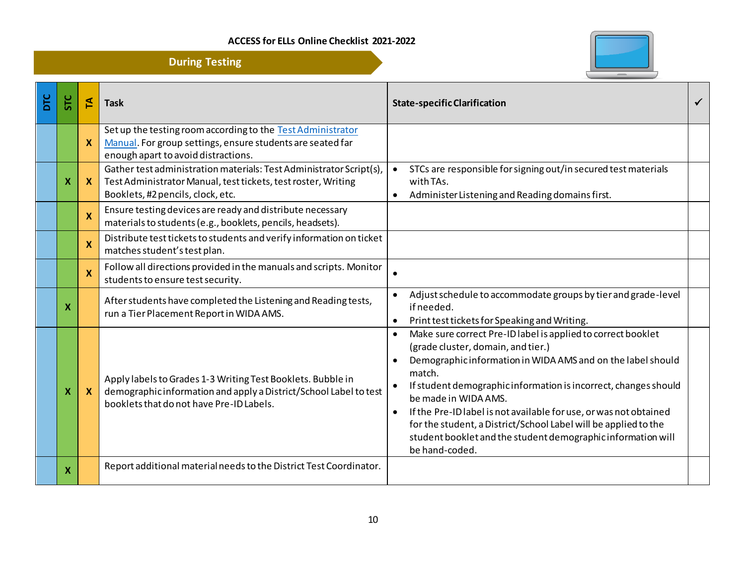**ACCESS for ELLs Online Checklist 2021-2022**

## During Testing

| DTC | STC | TA | Task | State-specific Clarification | ✓ |
|---|---|---|---|---|---|
| | | X | Set up the testing room according to the Test Administrator Manual. For group settings, ensure students are seated far enough apart to avoid distractions. | | |
| | X | X | Gather test administration materials: Test Administrator Script(s), Test Administrator Manual, test tickets, test roster, Writing Booklets, #2 pencils, clock, etc. | • STCs are responsible for signing out/in secured test materials with TAs.<br>• Administer Listening and Reading domains first. | |
| | | X | Ensure testing devices are ready and distribute necessary materials to students (e.g., booklets, pencils, headsets). | | |
| | | X | Distribute test tickets to students and verify information on ticket matches student's test plan. | | |
| | | X | Follow all directions provided in the manuals and scripts. Monitor students to ensure test security. | • | |
| | X | | After students have completed the Listening and Reading tests, run a Tier Placement Report in WIDA AMS. | • Adjust schedule to accommodate groups by tier and grade-level if needed.<br>• Print test tickets for Speaking and Writing. | |
| | X | X | Apply labels to Grades 1-3 Writing Test Booklets. Bubble in demographic information and apply a District/School Label to test booklets that do not have Pre-ID Labels. | • Make sure correct Pre-ID label is applied to correct booklet (grade cluster, domain, and tier.)<br>• Demographic information in WIDA AMS and on the label should match.<br>• If student demographic information is incorrect, changes should be made in WIDA AMS.<br>• If the Pre-ID label is not available for use, or was not obtained for the student, a District/School Label will be applied to the student booklet and the student demographic information will be hand-coded. | |
| | X | | Report additional material needs to the District Test Coordinator. | | |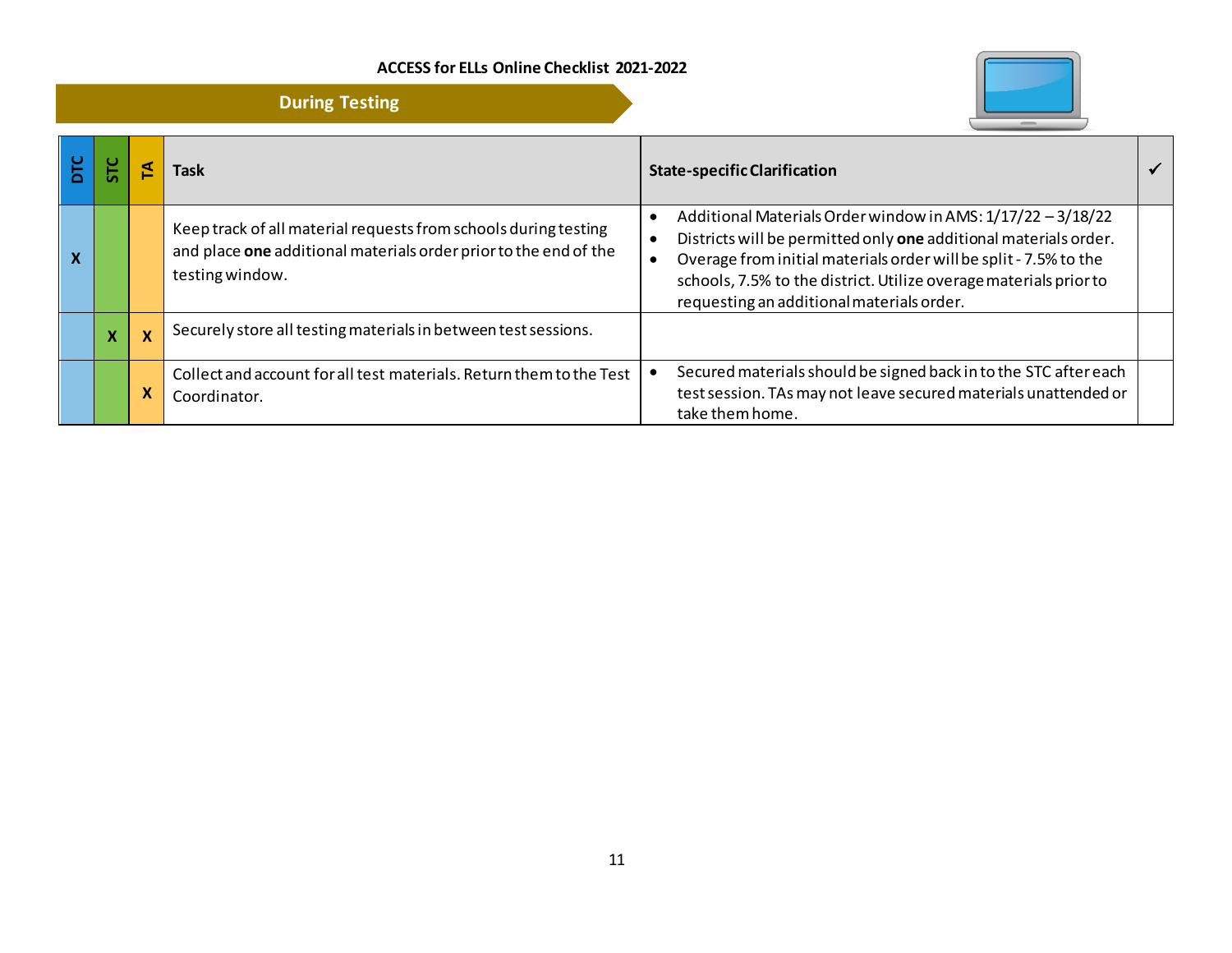ACCESS for ELLs Online Checklist 2021-2022

## During Testing

| DTC | STC | TA | Task | State-specific Clarification | ✓ |
|---|---|---|---|---|---|
| X | | | Keep track of all material requests from schools during testing and place **one** additional materials order prior to the end of the testing window. | • Additional Materials Order window in AMS: 1/17/22 – 3/18/22<br>• Districts will be permitted only **one** additional materials order.<br>• Overage from initial materials order will be split - 7.5% to the schools, 7.5% to the district. Utilize overage materials prior to requesting an additional materials order. | |
| | X | X | Securely store all testing materials in between test sessions. | | |
| | | X | Collect and account for all test materials. Return them to the Test Coordinator. | • Secured materials should be signed back in to the STC after each test session. TAs may not leave secured materials unattended or take them home. | |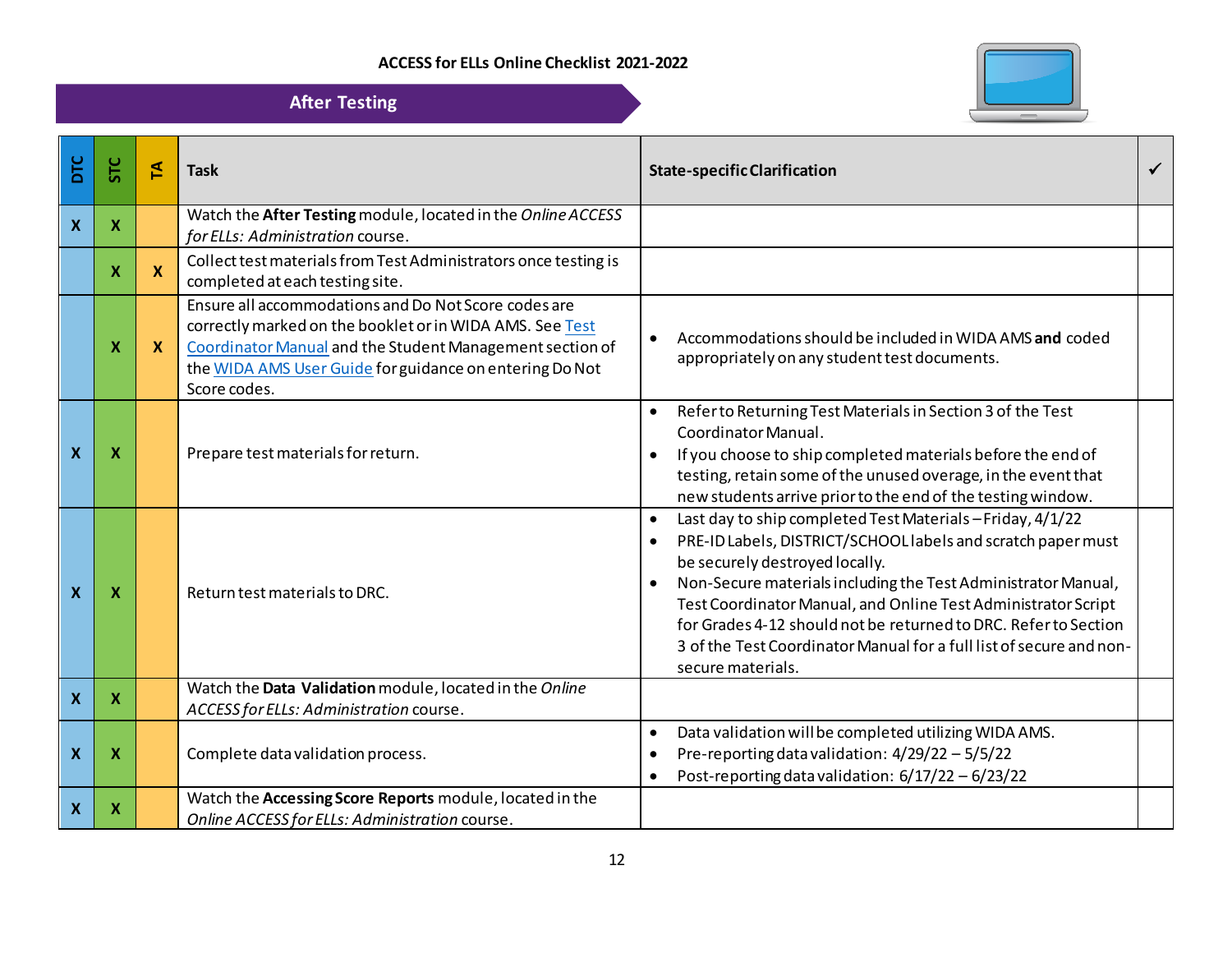ACCESS for ELLs Online Checklist 2021-2022

## After Testing

| DTC | STC | TA | Task | State-specific Clarification | ✓ |
|---|---|---|---|---|---|
| X | X | | Watch the **After Testing** module, located in the *Online ACCESS for ELLs: Administration* course. | | |
| | X | X | Collect test materials from Test Administrators once testing is completed at each testing site. | | |
| | X | X | Ensure all accommodations and Do Not Score codes are correctly marked on the booklet or in WIDA AMS. See [Test Coordinator Manual]() and the Student Management section of the [WIDA AMS User Guide]() for guidance on entering Do Not Score codes. | • Accommodations should be included in WIDA AMS **and** coded appropriately on any student test documents. | |
| X | X | | Prepare test materials for return. | • Refer to Returning Test Materials in Section 3 of the Test Coordinator Manual.<br>• If you choose to ship completed materials before the end of testing, retain some of the unused overage, in the event that new students arrive prior to the end of the testing window. | |
| X | X | | Return test materials to DRC. | • Last day to ship completed Test Materials – Friday, 4/1/22<br>• PRE-ID Labels, DISTRICT/SCHOOL labels and scratch paper must be securely destroyed locally.<br>• Non-Secure materials including the Test Administrator Manual, Test Coordinator Manual, and Online Test Administrator Script for Grades 4-12 should not be returned to DRC. Refer to Section 3 of the Test Coordinator Manual for a full list of secure and non-secure materials. | |
| X | X | | Watch the **Data Validation** module, located in the *Online ACCESS for ELLs: Administration* course. | | |
| X | X | | Complete data validation process. | • Data validation will be completed utilizing WIDA AMS.<br>• Pre-reporting data validation: 4/29/22 – 5/5/22<br>• Post-reporting data validation: 6/17/22 – 6/23/22 | |
| X | X | | Watch the **Accessing Score Reports** module, located in the *Online ACCESS for ELLs: Administration* course. | | |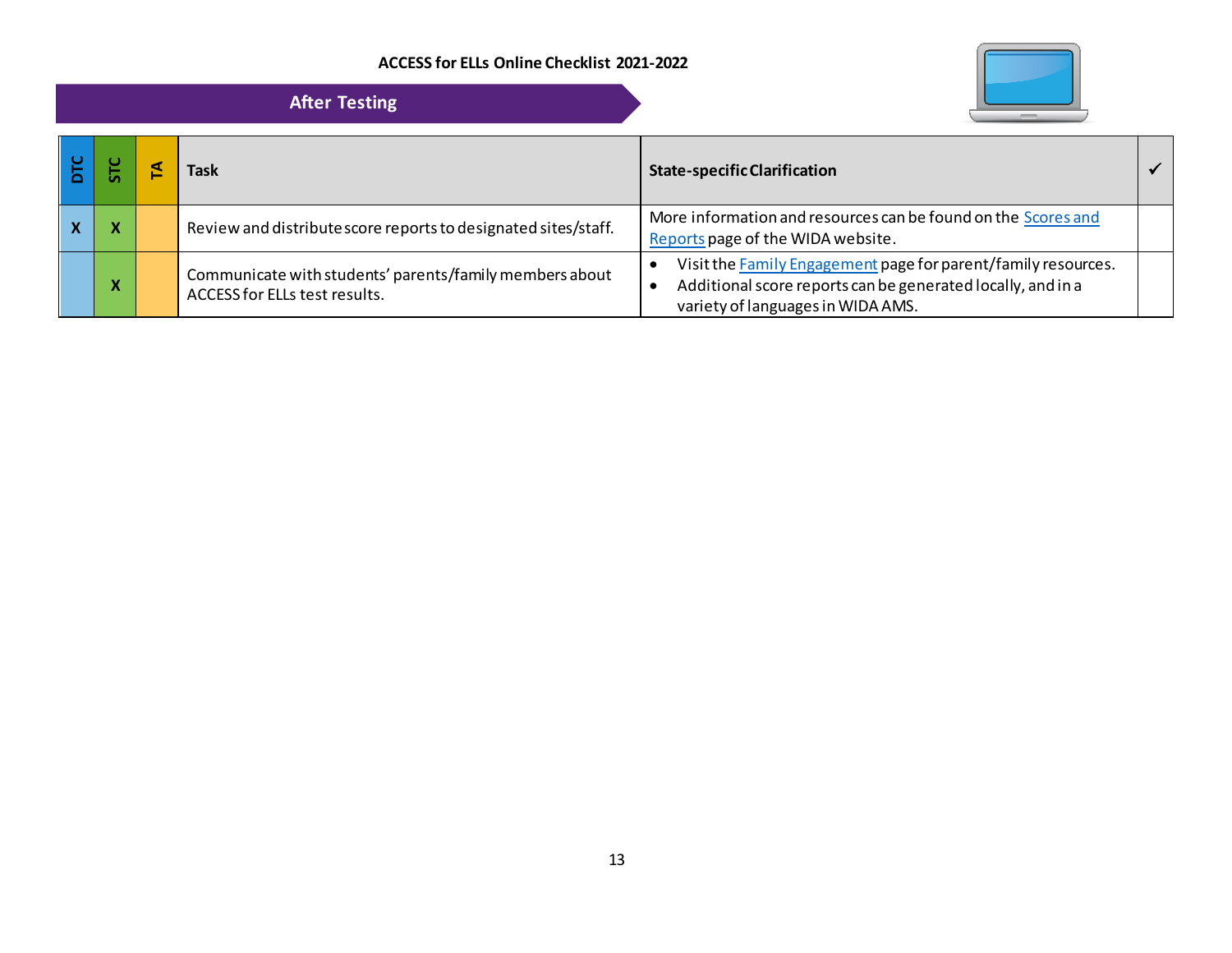## After Testing

| DTC | STC | TA | Task | State-specific Clarification | ✓ |
|---|---|---|---|---|---|
| X | X | | Review and distribute score reports to designated sites/staff. | More information and resources can be found on the Scores and Reports page of the WIDA website. | |
| | X | | Communicate with students' parents/family members about ACCESS for ELLs test results. | • Visit the Family Engagement page for parent/family resources.<br>• Additional score reports can be generated locally, and in a variety of languages in WIDA AMS. | |